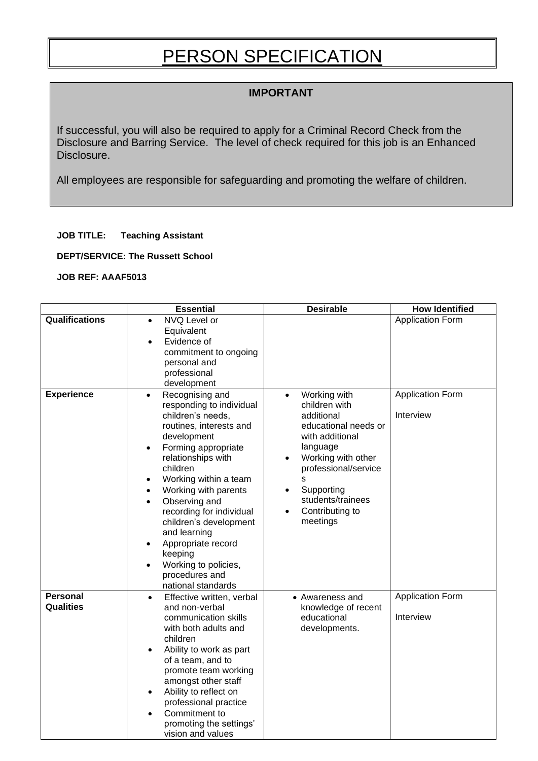# PERSON SPECIFICATION

**IMPORTANT**

If successful, you will also be required to apply for a Criminal Record Check from the Disclosure and Barring Service. The level of check required for this job is an Enhanced Disclosure.

All employees are responsible for safeguarding and promoting the welfare of children.

**JOB TITLE:** **Teaching Assistant**

**DEPT/SERVICE: The Russett School**

**JOB REF: AAAF5013**

| | Essential | Desirable | How Identified |
|---|---|---|---|
| **Qualifications** | • NVQ Level or Equivalent<br>• Evidence of commitment to ongoing personal and professional development | | Application Form |
| **Experience** | • Recognising and responding to individual children's needs, routines, interests and development<br>• Forming appropriate relationships with children<br>• Working within a team<br>• Working with parents<br>• Observing and recording for individual children's development and learning<br>• Appropriate record keeping<br>• Working to policies, procedures and national standards | • Working with children with additional educational needs or with additional language<br>• Working with other professional/services<br>• Supporting students/trainees<br>• Contributing to meetings | Application Form<br><br>Interview |
| **Personal Qualities** | • Effective written, verbal and non-verbal communication skills with both adults and children<br>• Ability to work as part of a team, and to promote team working amongst other staff<br>• Ability to reflect on professional practice<br>• Commitment to promoting the settings' vision and values | • Awareness and knowledge of recent educational developments. | Application Form<br><br>Interview |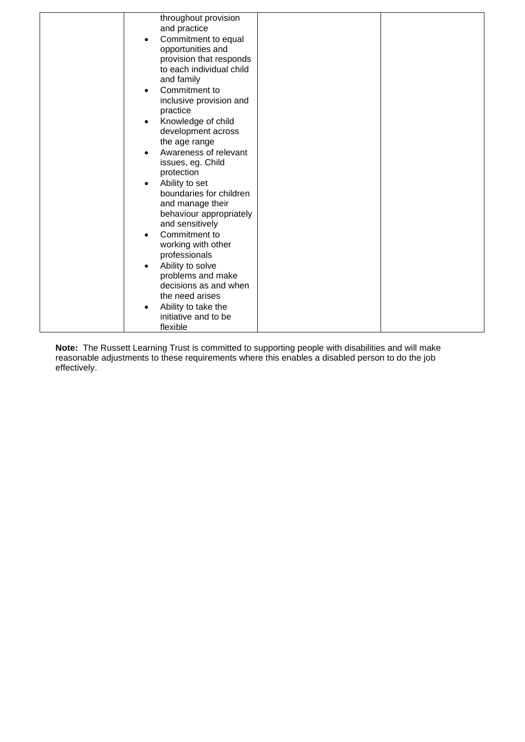| | | | |
|---|---|---|---|
| | throughout provision and practice<br>• Commitment to equal opportunities and provision that responds to each individual child and family<br>• Commitment to inclusive provision and practice<br>• Knowledge of child development across the age range<br>• Awareness of relevant issues, eg. Child protection<br>• Ability to set boundaries for children and manage their behaviour appropriately and sensitively<br>• Commitment to working with other professionals<br>• Ability to solve problems and make decisions as and when the need arises<br>• Ability to take the initiative and to be flexible | | |

**Note:** The Russett Learning Trust is committed to supporting people with disabilities and will make reasonable adjustments to these requirements where this enables a disabled person to do the job effectively.